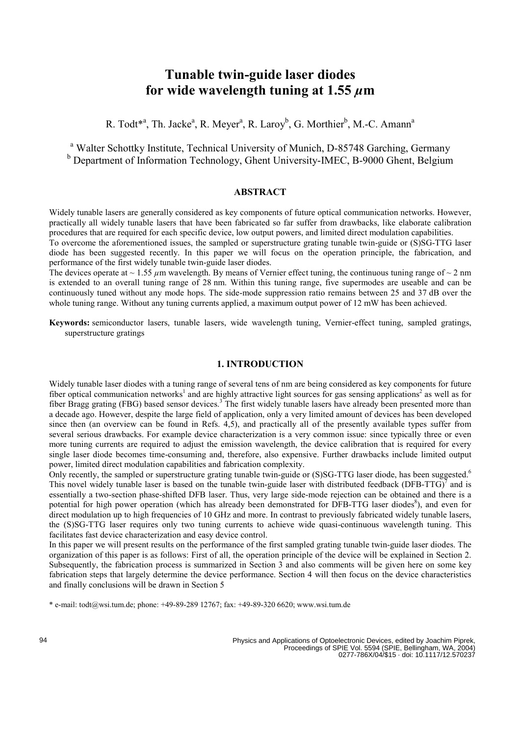# Tunable twin-guide laser diodes for wide wavelength tuning at 1.55 $\mu$m

R. Todt*[a], Th. Jacke[a], R. Meyer[a], R. Laroy[b], G. Morthier[b], M.-C. Amann[a]

[a] Walter Schottky Institute, Technical University of Munich, D-85748 Garching, Germany
[b] Department of Information Technology, Ghent University-IMEC, B-9000 Ghent, Belgium

## ABSTRACT

Widely tunable lasers are generally considered as key components of future optical communication networks. However, practically all widely tunable lasers that have been fabricated so far suffer from drawbacks, like elaborate calibration procedures that are required for each specific device, low output powers, and limited direct modulation capabilities.

To overcome the aforementioned issues, the sampled or superstructure grating tunable twin-guide or (S)SG-TTG laser diode has been suggested recently. In this paper we will focus on the operation principle, the fabrication, and performance of the first widely tunable twin-guide laser diodes.

The devices operate at ~ 1.55 $\mu$m wavelength. By means of Vernier effect tuning, the continuous tuning range of ~ 2 nm is extended to an overall tuning range of 28 nm. Within this tuning range, five supermodes are useable and can be continuously tuned without any mode hops. The side-mode suppression ratio remains between 25 and 37 dB over the whole tuning range. Without any tuning currents applied, a maximum output power of 12 mW has been achieved.

**Keywords:** semiconductor lasers, tunable lasers, wide wavelength tuning, Vernier-effect tuning, sampled gratings, superstructure gratings

## 1. INTRODUCTION

Widely tunable laser diodes with a tuning range of several tens of nm are being considered as key components for future fiber optical communication networks[1] and are highly attractive light sources for gas sensing applications[2] as well as for fiber Bragg grating (FBG) based sensor devices.[3] The first widely tunable lasers have already been presented more than a decade ago. However, despite the large field of application, only a very limited amount of devices has been developed since then (an overview can be found in Refs. 4,5), and practically all of the presently available types suffer from several serious drawbacks. For example device characterization is a very common issue: since typically three or even more tuning currents are required to adjust the emission wavelength, the device calibration that is required for every single laser diode becomes time-consuming and, therefore, also expensive. Further drawbacks include limited output power, limited direct modulation capabilities and fabrication complexity.

Only recently, the sampled or superstructure grating tunable twin-guide or (S)SG-TTG laser diode, has been suggested.[6] This novel widely tunable laser is based on the tunable twin-guide laser with distributed feedback (DFB-TTG)[7] and is essentially a two-section phase-shifted DFB laser. Thus, very large side-mode rejection can be obtained and there is a potential for high power operation (which has already been demonstrated for DFB-TTG laser diodes[8]), and even for direct modulation up to high frequencies of 10 GHz and more. In contrast to previously fabricated widely tunable lasers, the (S)SG-TTG laser requires only two tuning currents to achieve wide quasi-continuous wavelength tuning. This facilitates fast device characterization and easy device control.

In this paper we will present results on the performance of the first sampled grating tunable twin-guide laser diodes. The organization of this paper is as follows: First of all, the operation principle of the device will be explained in Section 2. Subsequently, the fabrication process is summarized in Section 3 and also comments will be given here on some key fabrication steps that largely determine the device performance. Section 4 will then focus on the device characteristics and finally conclusions will be drawn in Section 5

\* e-mail: todt@wsi.tum.de; phone: +49-89-289 12767; fax: +49-89-320 6620; www.wsi.tum.de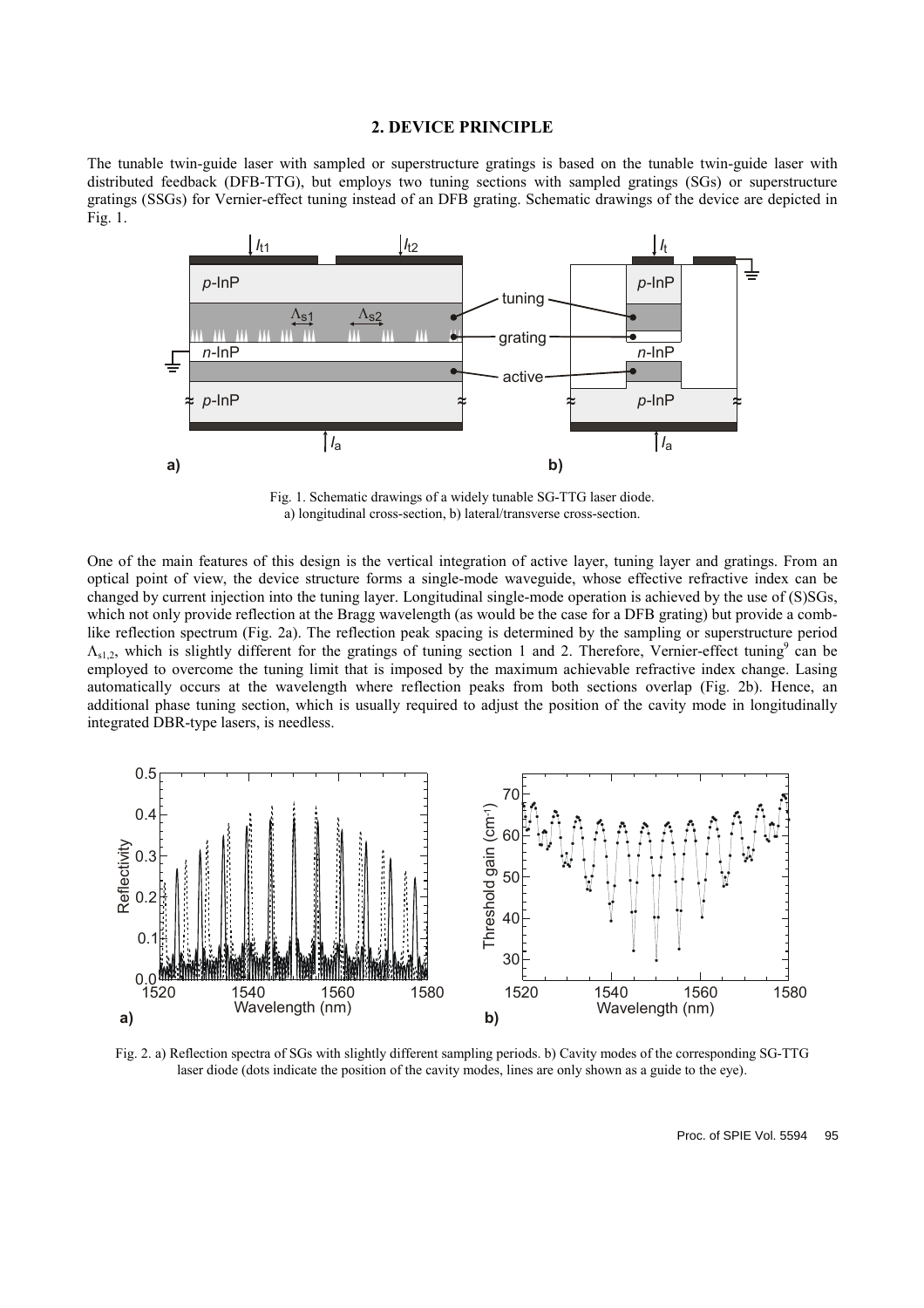## 2. DEVICE PRINCIPLE

The tunable twin-guide laser with sampled or superstructure gratings is based on the tunable twin-guide laser with distributed feedback (DFB-TTG), but employs two tuning sections with sampled gratings (SGs) or superstructure gratings (SSGs) for Vernier-effect tuning instead of an DFB grating. Schematic drawings of the device are depicted in Fig. 1.

Fig. 1. Schematic drawings of a widely tunable SG-TTG laser diode.
a) longitudinal cross-section, b) lateral/transverse cross-section.

One of the main features of this design is the vertical integration of active layer, tuning layer and gratings. From an optical point of view, the device structure forms a single-mode waveguide, whose effective refractive index can be changed by current injection into the tuning layer. Longitudinal single-mode operation is achieved by the use of (S)SGs, which not only provide reflection at the Bragg wavelength (as would be the case for a DFB grating) but provide a comb-like reflection spectrum (Fig. 2a). The reflection peak spacing is determined by the sampling or superstructure period $\Lambda_{s1,2}$, which is slightly different for the gratings of tuning section 1 and 2. Therefore, Vernier-effect tuning[9] can be employed to overcome the tuning limit that is imposed by the maximum achievable refractive index change. Lasing automatically occurs at the wavelength where reflection peaks from both sections overlap (Fig. 2b). Hence, an additional phase tuning section, which is usually required to adjust the position of the cavity mode in longitudinally integrated DBR-type lasers, is needless.

Fig. 2. a) Reflection spectra of SGs with slightly different sampling periods. b) Cavity modes of the corresponding SG-TTG laser diode (dots indicate the position of the cavity modes, lines are only shown as a guide to the eye).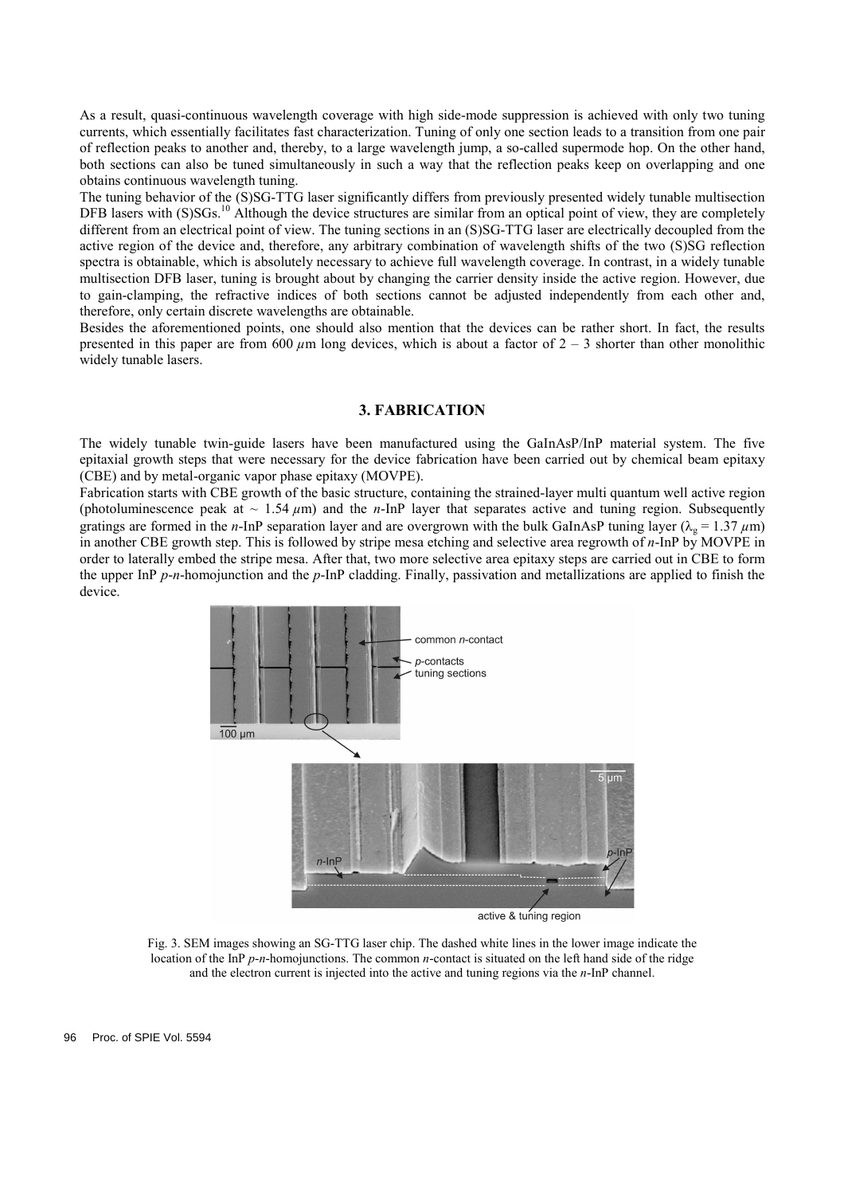As a result, quasi-continuous wavelength coverage with high side-mode suppression is achieved with only two tuning currents, which essentially facilitates fast characterization. Tuning of only one section leads to a transition from one pair of reflection peaks to another and, thereby, to a large wavelength jump, a so-called supermode hop. On the other hand, both sections can also be tuned simultaneously in such a way that the reflection peaks keep on overlapping and one obtains continuous wavelength tuning.

The tuning behavior of the (S)SG-TTG laser significantly differs from previously presented widely tunable multisection DFB lasers with (S)SGs.[10] Although the device structures are similar from an optical point of view, they are completely different from an electrical point of view. The tuning sections in an (S)SG-TTG laser are electrically decoupled from the active region of the device and, therefore, any arbitrary combination of wavelength shifts of the two (S)SG reflection spectra is obtainable, which is absolutely necessary to achieve full wavelength coverage. In contrast, in a widely tunable multisection DFB laser, tuning is brought about by changing the carrier density inside the active region. However, due to gain-clamping, the refractive indices of both sections cannot be adjusted independently from each other and, therefore, only certain discrete wavelengths are obtainable.

Besides the aforementioned points, one should also mention that the devices can be rather short. In fact, the results presented in this paper are from 600 $\mu$m long devices, which is about a factor of 2 – 3 shorter than other monolithic widely tunable lasers.

## 3. FABRICATION

The widely tunable twin-guide lasers have been manufactured using the GaInAsP/InP material system. The five epitaxial growth steps that were necessary for the device fabrication have been carried out by chemical beam epitaxy (CBE) and by metal-organic vapor phase epitaxy (MOVPE).

Fabrication starts with CBE growth of the basic structure, containing the strained-layer multi quantum well active region (photoluminescence peak at ~ 1.54 $\mu$m) and the *n*-InP layer that separates active and tuning region. Subsequently gratings are formed in the *n*-InP separation layer and are overgrown with the bulk GaInAsP tuning layer ($\lambda_g$ = 1.37 $\mu$m) in another CBE growth step. This is followed by stripe mesa etching and selective area regrowth of *n*-InP by MOVPE in order to laterally embed the stripe mesa. After that, two more selective area epitaxy steps are carried out in CBE to form the upper InP *p*-*n*-homojunction and the *p*-InP cladding. Finally, passivation and metallizations are applied to finish the device.

Fig. 3. SEM images showing an SG-TTG laser chip. The dashed white lines in the lower image indicate the location of the InP *p*-*n*-homojunctions. The common *n*-contact is situated on the left hand side of the ridge and the electron current is injected into the active and tuning regions via the *n*-InP channel.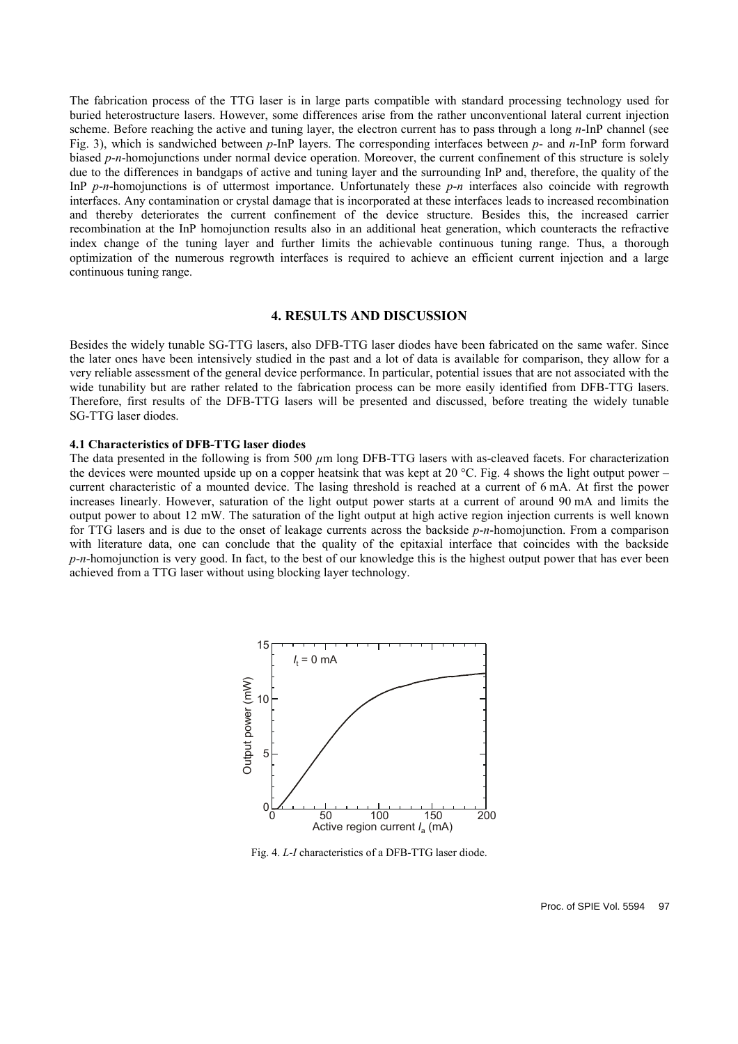The fabrication process of the TTG laser is in large parts compatible with standard processing technology used for buried heterostructure lasers. However, some differences arise from the rather unconventional lateral current injection scheme. Before reaching the active and tuning layer, the electron current has to pass through a long *n*-InP channel (see Fig. 3), which is sandwiched between *p*-InP layers. The corresponding interfaces between *p*- and *n*-InP form forward biased *p*-*n*-homojunctions under normal device operation. Moreover, the current confinement of this structure is solely due to the differences in bandgaps of active and tuning layer and the surrounding InP and, therefore, the quality of the InP *p*-*n*-homojunctions is of uttermost importance. Unfortunately these *p*-*n* interfaces also coincide with regrowth interfaces. Any contamination or crystal damage that is incorporated at these interfaces leads to increased recombination and thereby deteriorates the current confinement of the device structure. Besides this, the increased carrier recombination at the InP homojunction results also in an additional heat generation, which counteracts the refractive index change of the tuning layer and further limits the achievable continuous tuning range. Thus, a thorough optimization of the numerous regrowth interfaces is required to achieve an efficient current injection and a large continuous tuning range.

## 4. RESULTS AND DISCUSSION

Besides the widely tunable SG-TTG lasers, also DFB-TTG laser diodes have been fabricated on the same wafer. Since the later ones have been intensively studied in the past and a lot of data is available for comparison, they allow for a very reliable assessment of the general device performance. In particular, potential issues that are not associated with the wide tunability but are rather related to the fabrication process can be more easily identified from DFB-TTG lasers. Therefore, first results of the DFB-TTG lasers will be presented and discussed, before treating the widely tunable SG-TTG laser diodes.

### 4.1 Characteristics of DFB-TTG laser diodes

The data presented in the following is from 500 $\mu$m long DFB-TTG lasers with as-cleaved facets. For characterization the devices were mounted upside up on a copper heatsink that was kept at 20 °C. Fig. 4 shows the light output power – current characteristic of a mounted device. The lasing threshold is reached at a current of 6 mA. At first the power increases linearly. However, saturation of the light output power starts at a current of around 90 mA and limits the output power to about 12 mW. The saturation of the light output at high active region injection currents is well known for TTG lasers and is due to the onset of leakage currents across the backside *p*-*n*-homojunction. From a comparison with literature data, one can conclude that the quality of the epitaxial interface that coincides with the backside *p*-*n*-homojunction is very good. In fact, to the best of our knowledge this is the highest output power that has ever been achieved from a TTG laser without using blocking layer technology.

Fig. 4. *L*-*I* characteristics of a DFB-TTG laser diode.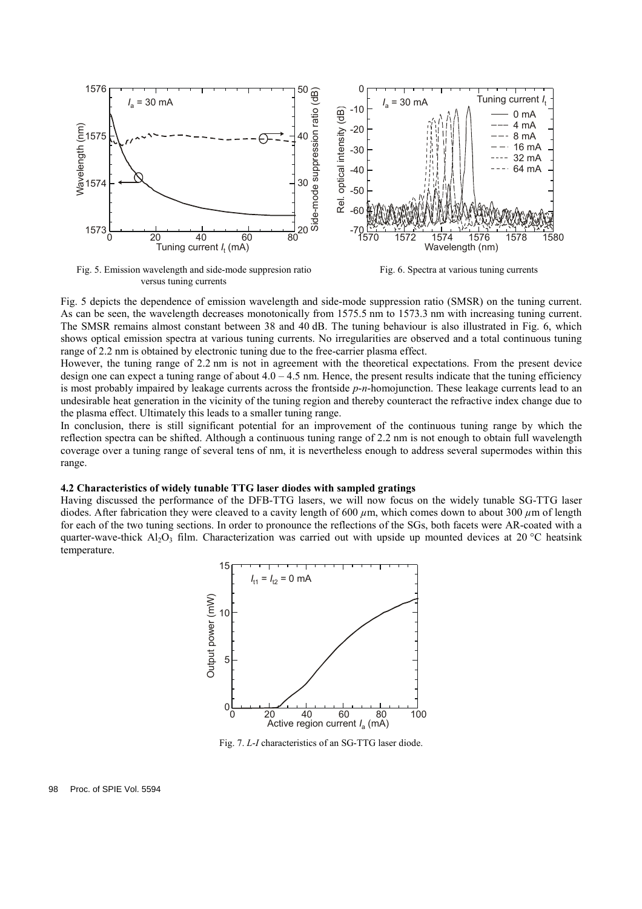Fig. 5. Emission wavelength and side-mode suppresion ratio versus tuning currents

Fig. 6. Spectra at various tuning currents

Fig. 5 depicts the dependence of emission wavelength and side-mode suppression ratio (SMSR) on the tuning current. As can be seen, the wavelength decreases monotonically from 1575.5 nm to 1573.3 nm with increasing tuning current. The SMSR remains almost constant between 38 and 40 dB. The tuning behaviour is also illustrated in Fig. 6, which shows optical emission spectra at various tuning currents. No irregularities are observed and a total continuous tuning range of 2.2 nm is obtained by electronic tuning due to the free-carrier plasma effect.

However, the tuning range of 2.2 nm is not in agreement with the theoretical expectations. From the present device design one can expect a tuning range of about 4.0 – 4.5 nm. Hence, the present results indicate that the tuning efficiency is most probably impaired by leakage currents across the frontside *p-n*-homojunction. These leakage currents lead to an undesirable heat generation in the vicinity of the tuning region and thereby counteract the refractive index change due to the plasma effect. Ultimately this leads to a smaller tuning range.

In conclusion, there is still significant potential for an improvement of the continuous tuning range by which the reflection spectra can be shifted. Although a continuous tuning range of 2.2 nm is not enough to obtain full wavelength coverage over a tuning range of several tens of nm, it is nevertheless enough to address several supermodes within this range.

### 4.2 Characteristics of widely tunable TTG laser diodes with sampled gratings

Having discussed the performance of the DFB-TTG lasers, we will now focus on the widely tunable SG-TTG laser diodes. After fabrication they were cleaved to a cavity length of 600 $\mu$m, which comes down to about 300 $\mu$m of length for each of the two tuning sections. In order to pronounce the reflections of the SGs, both facets were AR-coated with a quarter-wave-thick $Al_2O_3$ film. Characterization was carried out with upside up mounted devices at 20 °C heatsink temperature.

Fig. 7. *L-I* characteristics of an SG-TTG laser diode.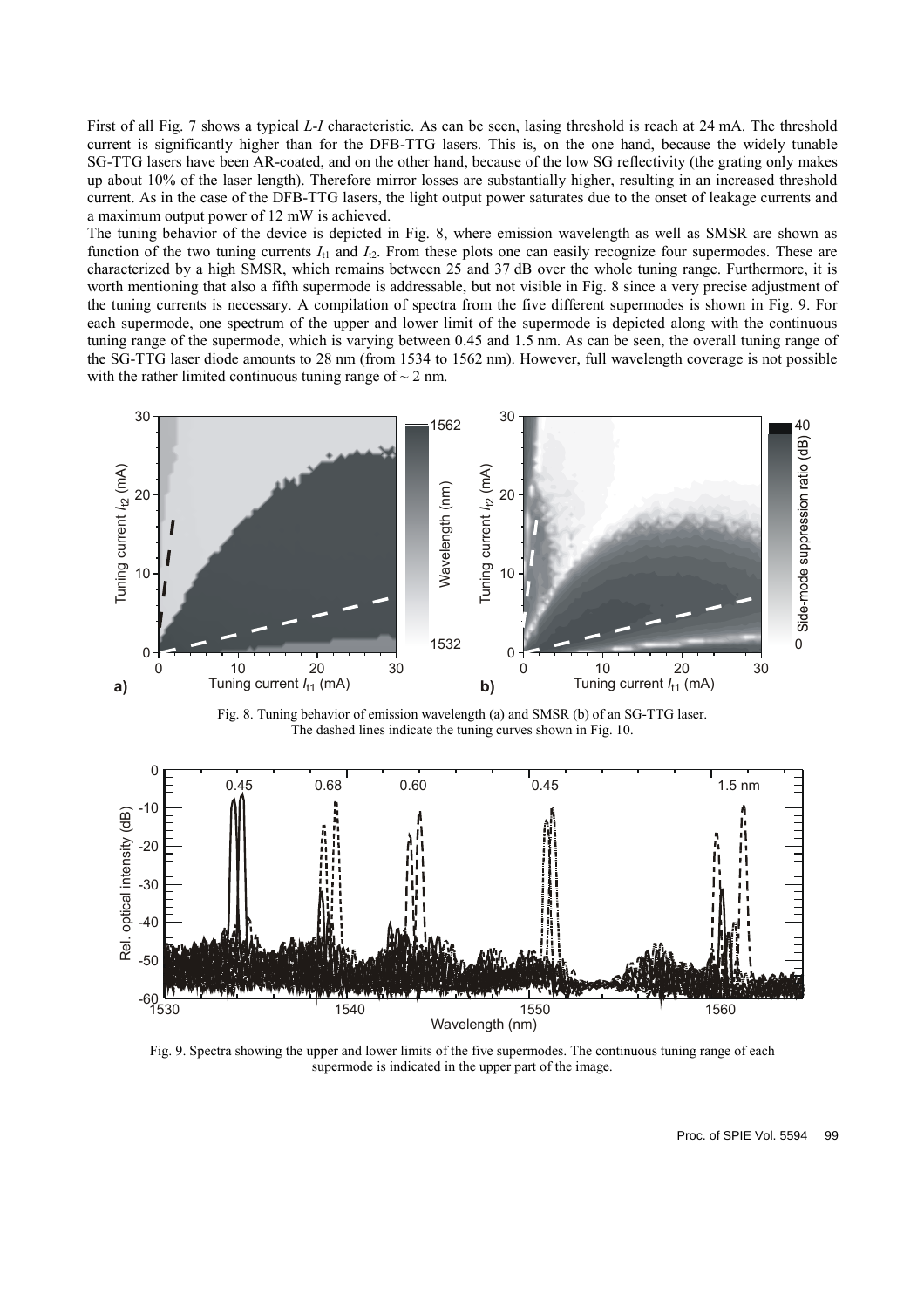First of all Fig. 7 shows a typical *L-I* characteristic. As can be seen, lasing threshold is reach at 24 mA. The threshold current is significantly higher than for the DFB-TTG lasers. This is, on the one hand, because the widely tunable SG-TTG lasers have been AR-coated, and on the other hand, because of the low SG reflectivity (the grating only makes up about 10% of the laser length). Therefore mirror losses are substantially higher, resulting in an increased threshold current. As in the case of the DFB-TTG lasers, the light output power saturates due to the onset of leakage currents and a maximum output power of 12 mW is achieved.

The tuning behavior of the device is depicted in Fig. 8, where emission wavelength as well as SMSR are shown as function of the two tuning currents $I_{t1}$ and $I_{t2}$. From these plots one can easily recognize four supermodes. These are characterized by a high SMSR, which remains between 25 and 37 dB over the whole tuning range. Furthermore, it is worth mentioning that also a fifth supermode is addressable, but not visible in Fig. 8 since a very precise adjustment of the tuning currents is necessary. A compilation of spectra from the five different supermodes is shown in Fig. 9. For each supermode, one spectrum of the upper and lower limit of the supermode is depicted along with the continuous tuning range of the supermode, which is varying between 0.45 and 1.5 nm. As can be seen, the overall tuning range of the SG-TTG laser diode amounts to 28 nm (from 1534 to 1562 nm). However, full wavelength coverage is not possible with the rather limited continuous tuning range of ~ 2 nm.

Fig. 8. Tuning behavior of emission wavelength (a) and SMSR (b) of an SG-TTG laser. The dashed lines indicate the tuning curves shown in Fig. 10.

Fig. 9. Spectra showing the upper and lower limits of the five supermodes. The continuous tuning range of each supermode is indicated in the upper part of the image.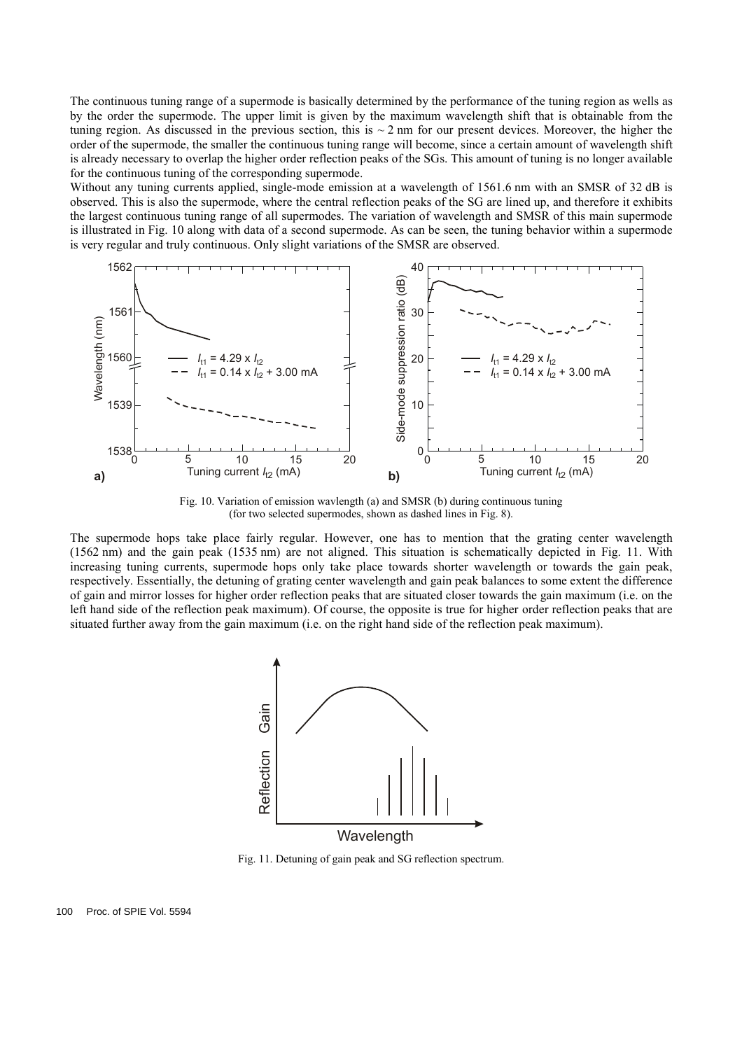The continuous tuning range of a supermode is basically determined by the performance of the tuning region as wells as by the order the supermode. The upper limit is given by the maximum wavelength shift that is obtainable from the tuning region. As discussed in the previous section, this is ~ 2 nm for our present devices. Moreover, the higher the order of the supermode, the smaller the continuous tuning range will become, since a certain amount of wavelength shift is already necessary to overlap the higher order reflection peaks of the SGs. This amount of tuning is no longer available for the continuous tuning of the corresponding supermode.

Without any tuning currents applied, single-mode emission at a wavelength of 1561.6 nm with an SMSR of 32 dB is observed. This is also the supermode, where the central reflection peaks of the SG are lined up, and therefore it exhibits the largest continuous tuning range of all supermodes. The variation of wavelength and SMSR of this main supermode is illustrated in Fig. 10 along with data of a second supermode. As can be seen, the tuning behavior within a supermode is very regular and truly continuous. Only slight variations of the SMSR are observed.

Fig. 10. Variation of emission wavlength (a) and SMSR (b) during continuous tuning (for two selected supermodes, shown as dashed lines in Fig. 8).

The supermode hops take place fairly regular. However, one has to mention that the grating center wavelength (1562 nm) and the gain peak (1535 nm) are not aligned. This situation is schematically depicted in Fig. 11. With increasing tuning currents, supermode hops only take place towards shorter wavelength or towards the gain peak, respectively. Essentially, the detuning of grating center wavelength and gain peak balances to some extent the difference of gain and mirror losses for higher order reflection peaks that are situated closer towards the gain maximum (i.e. on the left hand side of the reflection peak maximum). Of course, the opposite is true for higher order reflection peaks that are situated further away from the gain maximum (i.e. on the right hand side of the reflection peak maximum).

Fig. 11. Detuning of gain peak and SG reflection spectrum.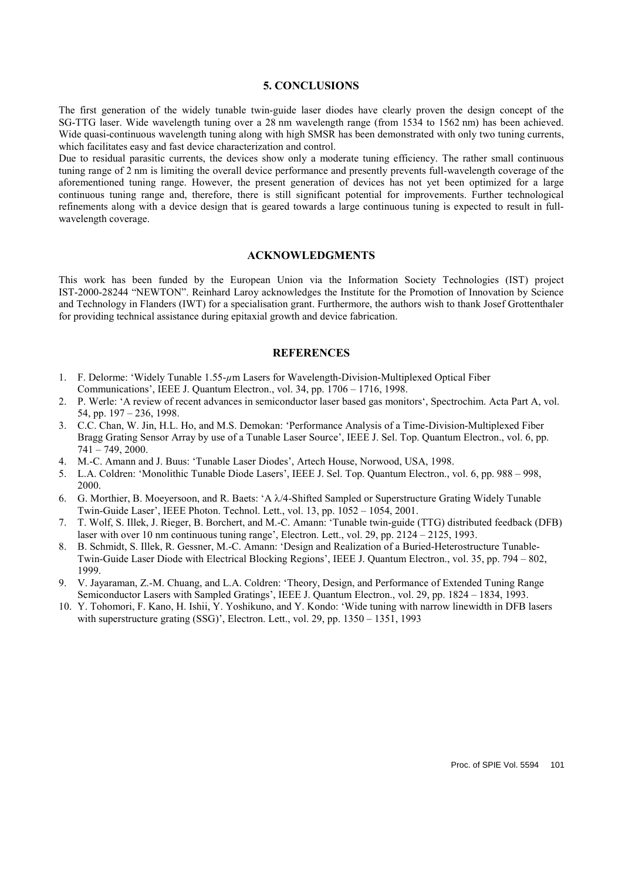## 5. CONCLUSIONS

The first generation of the widely tunable twin-guide laser diodes have clearly proven the design concept of the SG-TTG laser. Wide wavelength tuning over a 28 nm wavelength range (from 1534 to 1562 nm) has been achieved. Wide quasi-continuous wavelength tuning along with high SMSR has been demonstrated with only two tuning currents, which facilitates easy and fast device characterization and control.

Due to residual parasitic currents, the devices show only a moderate tuning efficiency. The rather small continuous tuning range of 2 nm is limiting the overall device performance and presently prevents full-wavelength coverage of the aforementioned tuning range. However, the present generation of devices has not yet been optimized for a large continuous tuning range and, therefore, there is still significant potential for improvements. Further technological refinements along with a device design that is geared towards a large continuous tuning is expected to result in full-wavelength coverage.

## ACKNOWLEDGMENTS

This work has been funded by the European Union via the Information Society Technologies (IST) project IST-2000-28244 "NEWTON". Reinhard Laroy acknowledges the Institute for the Promotion of Innovation by Science and Technology in Flanders (IWT) for a specialisation grant. Furthermore, the authors wish to thank Josef Grottenthaler for providing technical assistance during epitaxial growth and device fabrication.

## REFERENCES

1. F. Delorme: 'Widely Tunable 1.55-$\mu$m Lasers for Wavelength-Division-Multiplexed Optical Fiber Communications', IEEE J. Quantum Electron., vol. 34, pp. 1706 – 1716, 1998.
2. P. Werle: 'A review of recent advances in semiconductor laser based gas monitors', Spectrochim. Acta Part A, vol. 54, pp. 197 – 236, 1998.
3. C.C. Chan, W. Jin, H.L. Ho, and M.S. Demokan: 'Performance Analysis of a Time-Division-Multiplexed Fiber Bragg Grating Sensor Array by use of a Tunable Laser Source', IEEE J. Sel. Top. Quantum Electron., vol. 6, pp. 741 – 749, 2000.
4. M.-C. Amann and J. Buus: 'Tunable Laser Diodes', Artech House, Norwood, USA, 1998.
5. L.A. Coldren: 'Monolithic Tunable Diode Lasers', IEEE J. Sel. Top. Quantum Electron., vol. 6, pp. 988 – 998, 2000.
6. G. Morthier, B. Moeyersoon, and R. Baets: 'A $\lambda$/4-Shifted Sampled or Superstructure Grating Widely Tunable Twin-Guide Laser', IEEE Photon. Technol. Lett., vol. 13, pp. 1052 – 1054, 2001.
7. T. Wolf, S. Illek, J. Rieger, B. Borchert, and M.-C. Amann: 'Tunable twin-guide (TTG) distributed feedback (DFB) laser with over 10 nm continuous tuning range', Electron. Lett., vol. 29, pp. 2124 – 2125, 1993.
8. B. Schmidt, S. Illek, R. Gessner, M.-C. Amann: 'Design and Realization of a Buried-Heterostructure Tunable-Twin-Guide Laser Diode with Electrical Blocking Regions', IEEE J. Quantum Electron., vol. 35, pp. 794 – 802, 1999.
9. V. Jayaraman, Z.-M. Chuang, and L.A. Coldren: 'Theory, Design, and Performance of Extended Tuning Range Semiconductor Lasers with Sampled Gratings', IEEE J. Quantum Electron., vol. 29, pp. 1824 – 1834, 1993.
10. Y. Tohomori, F. Kano, H. Ishii, Y. Yoshikuno, and Y. Kondo: 'Wide tuning with narrow linewidth in DFB lasers with superstructure grating (SSG)', Electron. Lett., vol. 29, pp. 1350 – 1351, 1993